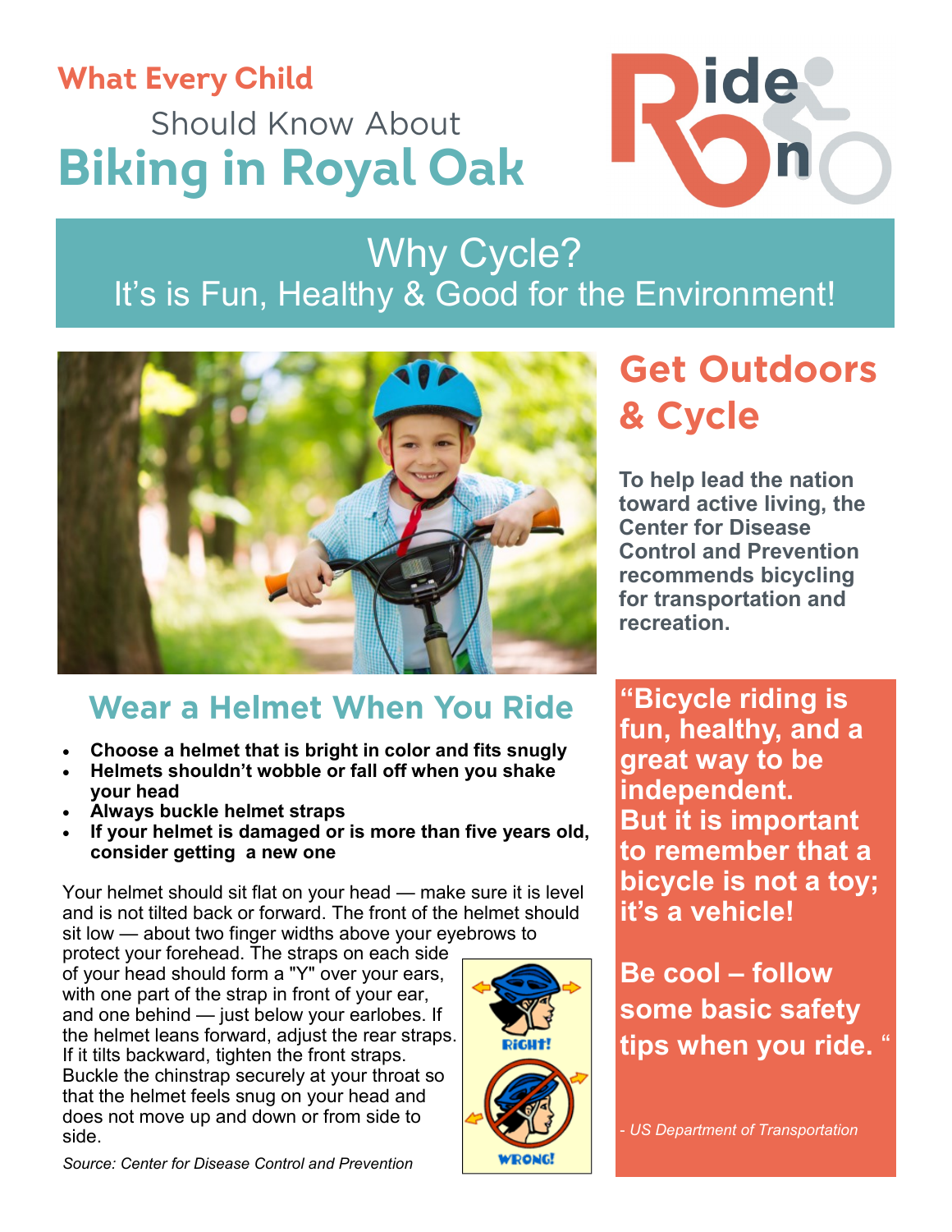# What Every Child Should Know About Biking in Royal Oak

Ride On

## Why Cycle?

It's is Fun, Healthy & Good for the Environment!

## Get Outdoors & Cycle

**To help lead the nation toward active living, the Center for Disease Control and Prevention recommends bicycling for transportation and recreation.**

## Wear a Helmet When You Ride

- **Choose a helmet that is bright in color and fits snugly**
- **Helmets shouldn't wobble or fall off when you shake your head**
- **Always buckle helmet straps**
- **If your helmet is damaged or is more than five years old, consider getting a new one**

Your helmet should sit flat on your head — make sure it is level and is not tilted back or forward. The front of the helmet should sit low — about two finger widths above your eyebrows to protect your forehead. The straps on each side of your head should form a "Y" over your ears, with one part of the strap in front of your ear, and one behind — just below your earlobes. If the helmet leans forward, adjust the rear straps. If it tilts backward, tighten the front straps. Buckle the chinstrap securely at your throat so that the helmet feels snug on your head and does not move up and down or from side to side.

RIGHT!

WRONG!

*Source: Center for Disease Control and Prevention*

**"Bicycle riding is fun, healthy, and a great way to be independent. But it is important to remember that a bicycle is not a toy; it's a vehicle!**

**Be cool – follow some basic safety tips when you ride. "**

*- US Department of Transportation*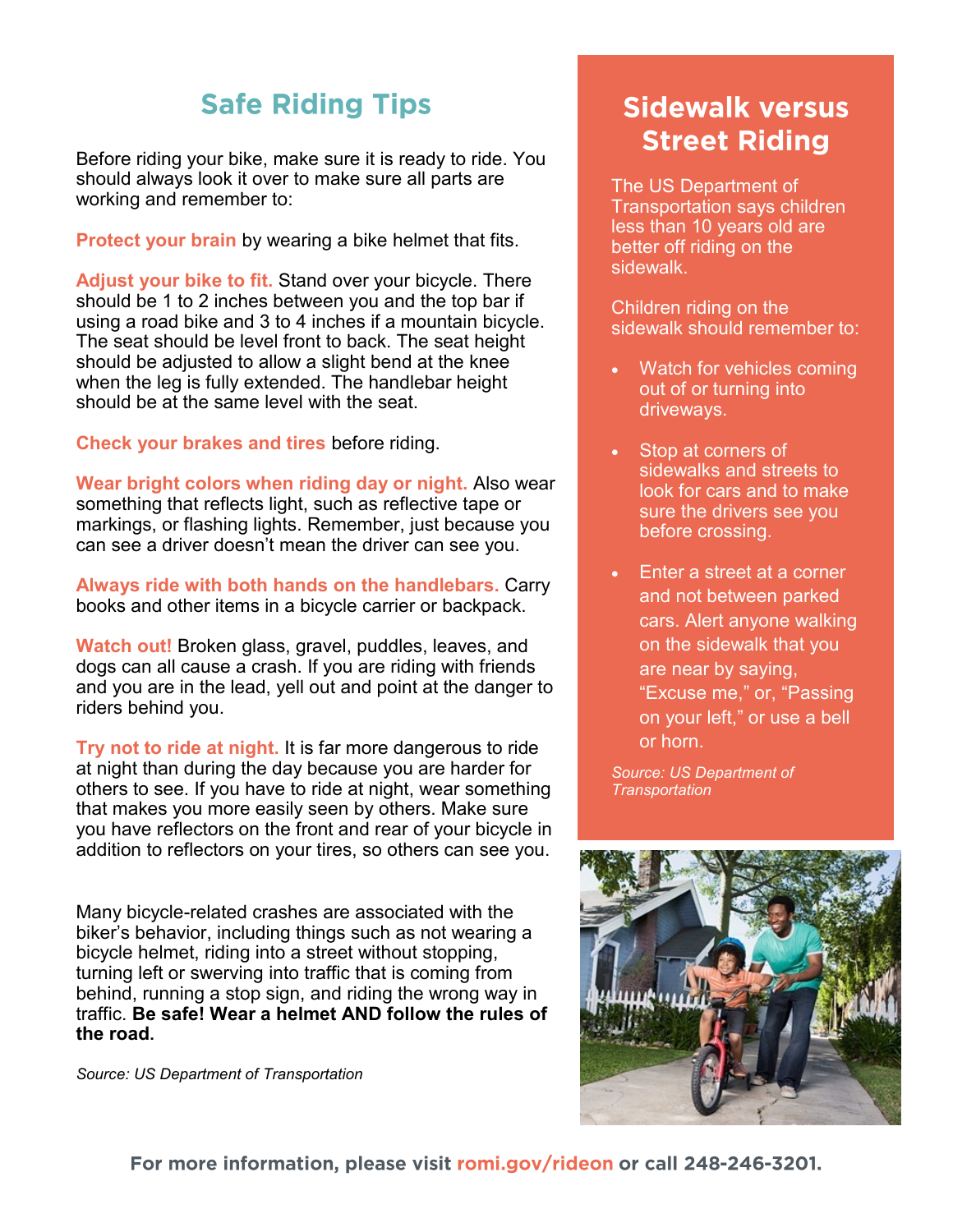## Safe Riding Tips

Before riding your bike, make sure it is ready to ride. You should always look it over to make sure all parts are working and remember to:

**Protect your brain** by wearing a bike helmet that fits.

**Adjust your bike to fit.** Stand over your bicycle. There should be 1 to 2 inches between you and the top bar if using a road bike and 3 to 4 inches if a mountain bicycle. The seat should be level front to back. The seat height should be adjusted to allow a slight bend at the knee when the leg is fully extended. The handlebar height should be at the same level with the seat.

**Check your brakes and tires** before riding.

**Wear bright colors when riding day or night.** Also wear something that reflects light, such as reflective tape or markings, or flashing lights. Remember, just because you can see a driver doesn't mean the driver can see you.

**Always ride with both hands on the handlebars.** Carry books and other items in a bicycle carrier or backpack.

**Watch out!** Broken glass, gravel, puddles, leaves, and dogs can all cause a crash. If you are riding with friends and you are in the lead, yell out and point at the danger to riders behind you.

**Try not to ride at night.** It is far more dangerous to ride at night than during the day because you are harder for others to see. If you have to ride at night, wear something that makes you more easily seen by others. Make sure you have reflectors on the front and rear of your bicycle in addition to reflectors on your tires, so others can see you.

Many bicycle-related crashes are associated with the biker's behavior, including things such as not wearing a bicycle helmet, riding into a street without stopping, turning left or swerving into traffic that is coming from behind, running a stop sign, and riding the wrong way in traffic. **Be safe! Wear a helmet AND follow the rules of the road.**

*Source: US Department of Transportation*

## Sidewalk versus Street Riding

The US Department of Transportation says children less than 10 years old are better off riding on the sidewalk.

Children riding on the sidewalk should remember to:

- Watch for vehicles coming out of or turning into driveways.
- Stop at corners of sidewalks and streets to look for cars and to make sure the drivers see you before crossing.
- Enter a street at a corner and not between parked cars. Alert anyone walking on the sidewalk that you are near by saying, "Excuse me," or, "Passing on your left," or use a bell or horn.

*Source: US Department of Transportation*

**For more information, please visit romi.gov/rideon or call 248-246-3201.**